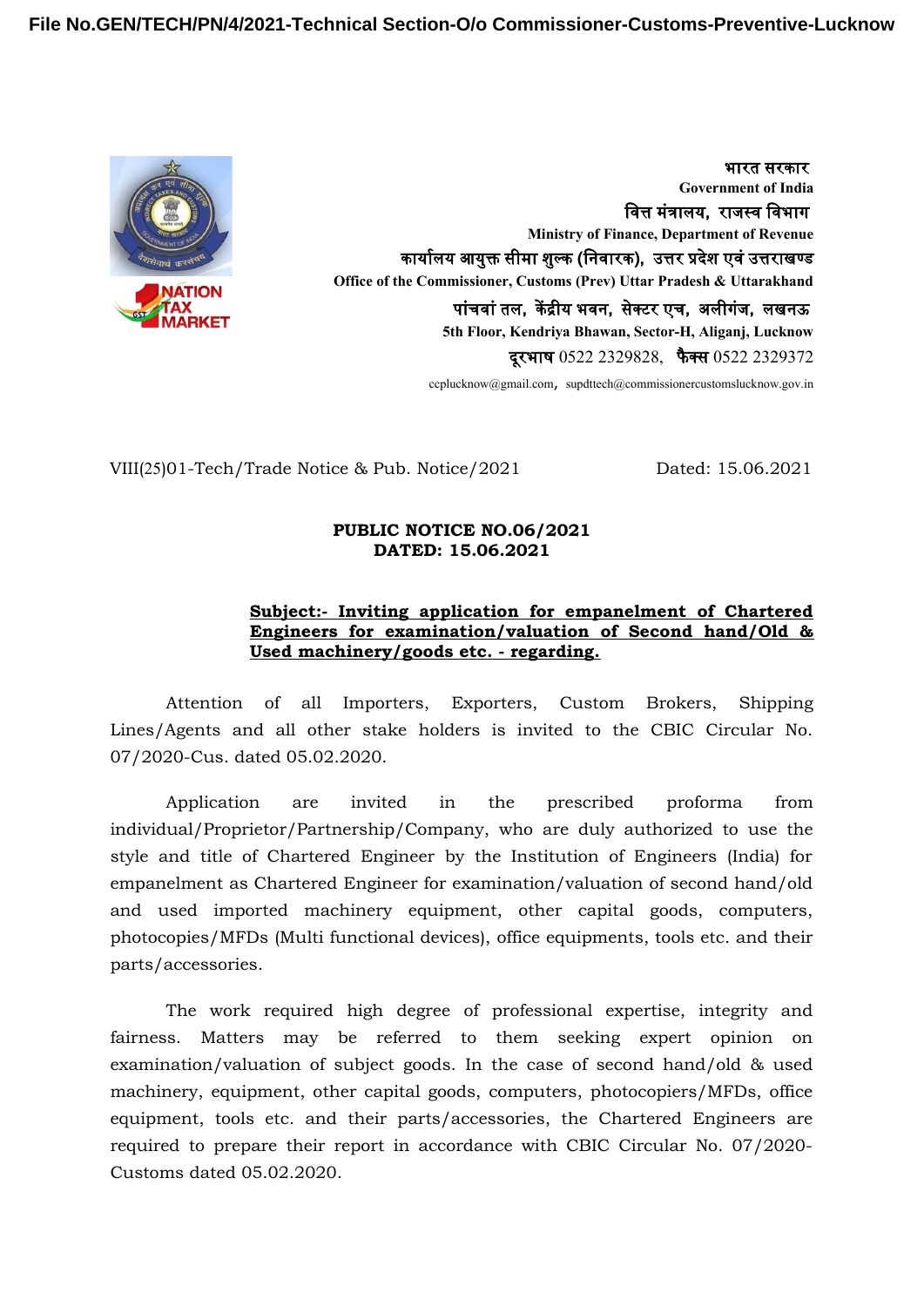भारत सरकार
**Government of India**
वित्त मंत्रालय, राजस्व विभाग
**Ministry of Finance, Department of Revenue**
कार्यालय आयुक्त सीमा शुल्क (निवारक), उत्तर प्रदेश एवं उत्तराखण्ड
**Office of the Commissioner, Customs (Prev) Uttar Pradesh & Uttarakhand**
पांचवां तल, केंद्रीय भवन, सेक्टर एच, अलीगंज, लखनऊ
**5th Floor, Kendriya Bhawan, Sector-H, Aliganj, Lucknow**
दूरभाष 0522 2329828, फैक्स 0522 2329372
ccplucknow@gmail.com, supdttech@commissionercustomslucknow.gov.in

VIII(25)01-Tech/Trade Notice & Pub. Notice/2021 Dated: 15.06.2021

**PUBLIC NOTICE NO.06/2021**
**DATED: 15.06.2021**

**Subject:- Inviting application for empanelment of Chartered Engineers for examination/valuation of Second hand/Old & Used machinery/goods etc. - regarding.**

Attention of all Importers, Exporters, Custom Brokers, Shipping Lines/Agents and all other stake holders is invited to the CBIC Circular No. 07/2020-Cus. dated 05.02.2020.

Application are invited in the prescribed proforma from individual/Proprietor/Partnership/Company, who are duly authorized to use the style and title of Chartered Engineer by the Institution of Engineers (India) for empanelment as Chartered Engineer for examination/valuation of second hand/old and used imported machinery equipment, other capital goods, computers, photocopies/MFDs (Multi functional devices), office equipments, tools etc. and their parts/accessories.

The work required high degree of professional expertise, integrity and fairness. Matters may be referred to them seeking expert opinion on examination/valuation of subject goods. In the case of second hand/old & used machinery, equipment, other capital goods, computers, photocopiers/MFDs, office equipment, tools etc. and their parts/accessories, the Chartered Engineers are required to prepare their report in accordance with CBIC Circular No. 07/2020-Customs dated 05.02.2020.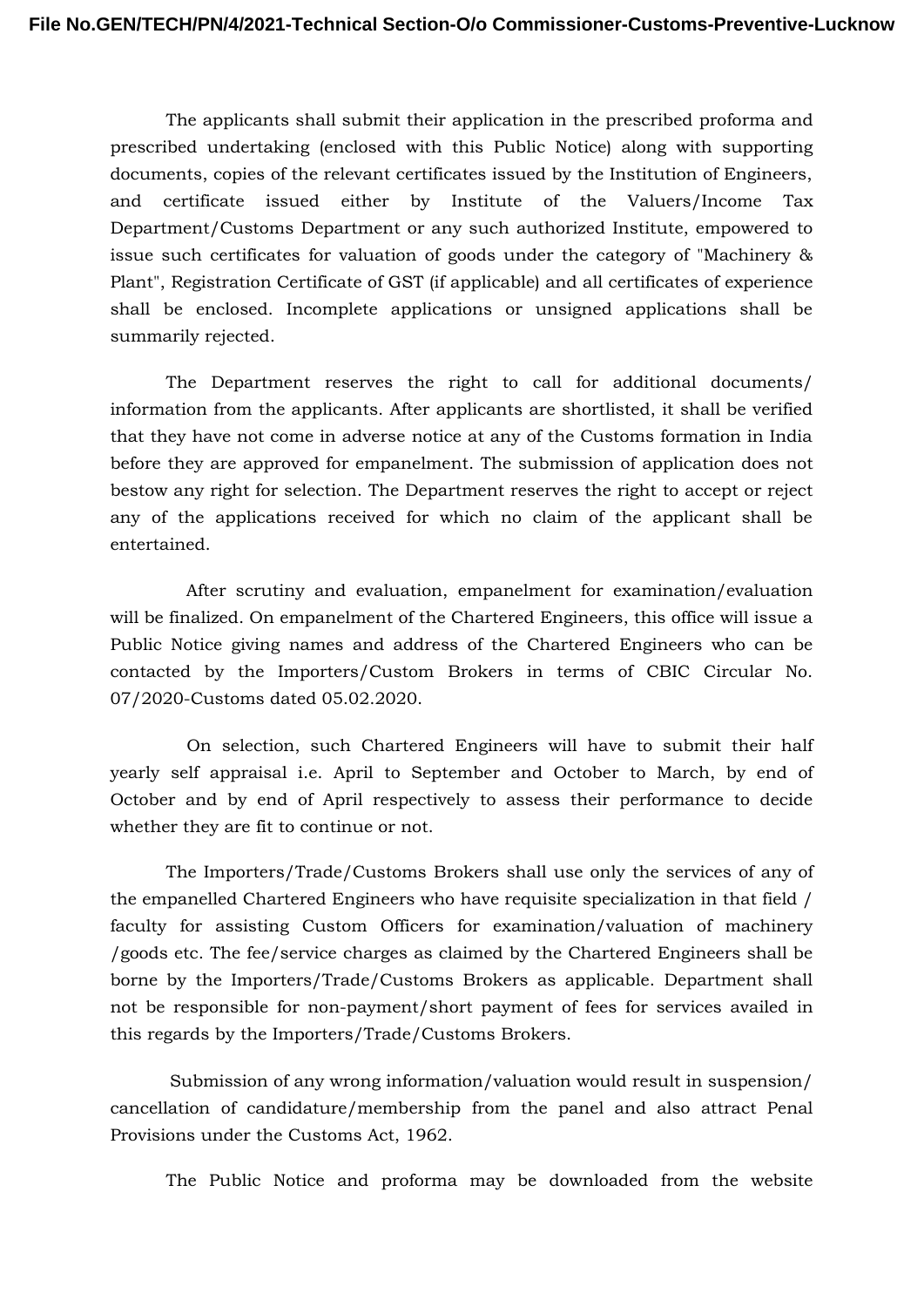The applicants shall submit their application in the prescribed proforma and prescribed undertaking (enclosed with this Public Notice) along with supporting documents, copies of the relevant certificates issued by the Institution of Engineers, and certificate issued either by Institute of the Valuers/Income Tax Department/Customs Department or any such authorized Institute, empowered to issue such certificates for valuation of goods under the category of "Machinery & Plant", Registration Certificate of GST (if applicable) and all certificates of experience shall be enclosed. Incomplete applications or unsigned applications shall be summarily rejected.

The Department reserves the right to call for additional documents/ information from the applicants. After applicants are shortlisted, it shall be verified that they have not come in adverse notice at any of the Customs formation in India before they are approved for empanelment. The submission of application does not bestow any right for selection. The Department reserves the right to accept or reject any of the applications received for which no claim of the applicant shall be entertained.

After scrutiny and evaluation, empanelment for examination/evaluation will be finalized. On empanelment of the Chartered Engineers, this office will issue a Public Notice giving names and address of the Chartered Engineers who can be contacted by the Importers/Custom Brokers in terms of CBIC Circular No. 07/2020-Customs dated 05.02.2020.

On selection, such Chartered Engineers will have to submit their half yearly self appraisal i.e. April to September and October to March, by end of October and by end of April respectively to assess their performance to decide whether they are fit to continue or not.

The Importers/Trade/Customs Brokers shall use only the services of any of the empanelled Chartered Engineers who have requisite specialization in that field / faculty for assisting Custom Officers for examination/valuation of machinery /goods etc. The fee/service charges as claimed by the Chartered Engineers shall be borne by the Importers/Trade/Customs Brokers as applicable. Department shall not be responsible for non-payment/short payment of fees for services availed in this regards by the Importers/Trade/Customs Brokers.

Submission of any wrong information/valuation would result in suspension/ cancellation of candidature/membership from the panel and also attract Penal Provisions under the Customs Act, 1962.

The Public Notice and proforma may be downloaded from the website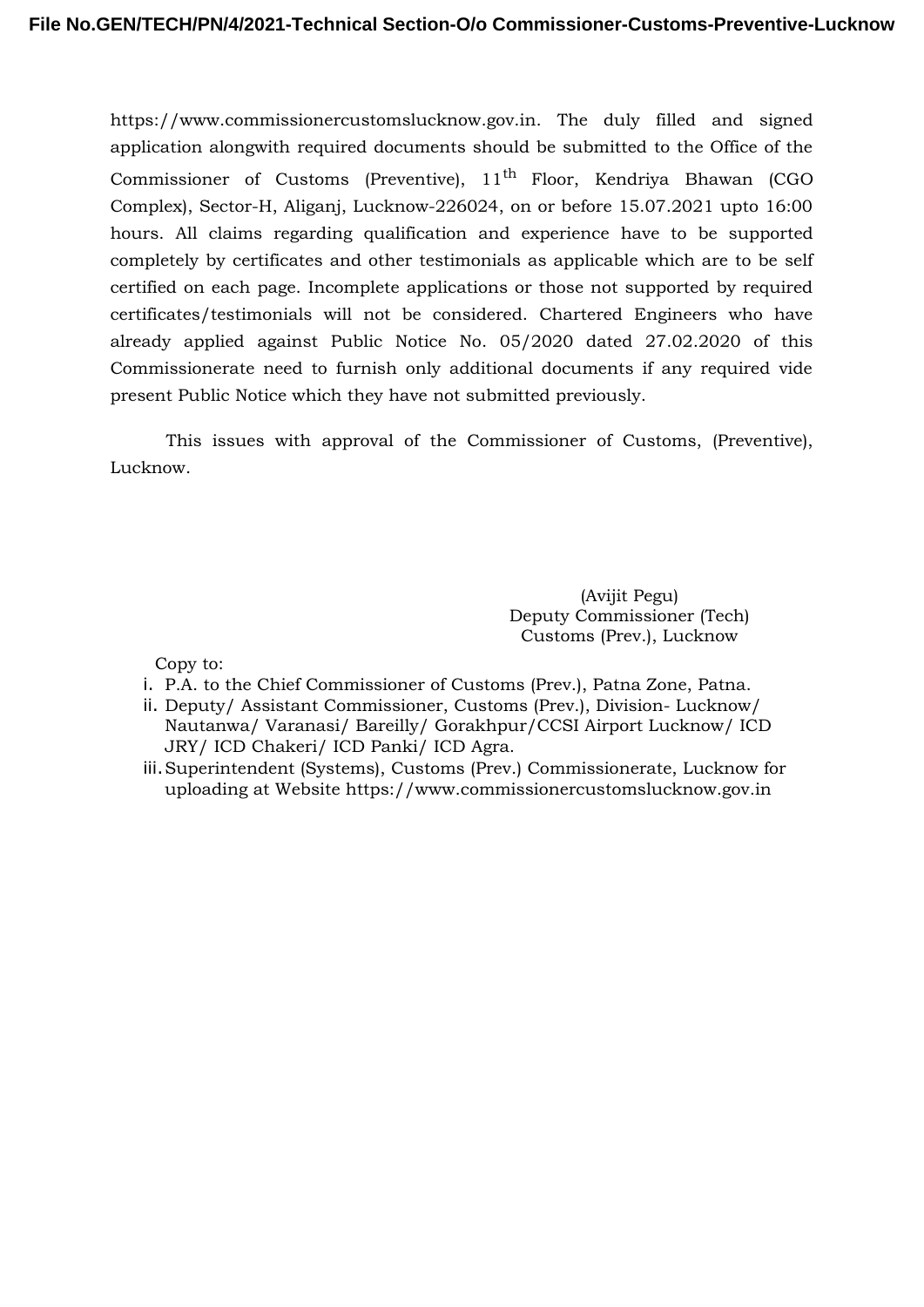https://www.commissionercustomslucknow.gov.in. The duly filled and signed application alongwith required documents should be submitted to the Office of the Commissioner of Customs (Preventive), 11th Floor, Kendriya Bhawan (CGO Complex), Sector-H, Aliganj, Lucknow-226024, on or before 15.07.2021 upto 16:00 hours. All claims regarding qualification and experience have to be supported completely by certificates and other testimonials as applicable which are to be self certified on each page. Incomplete applications or those not supported by required certificates/testimonials will not be considered. Chartered Engineers who have already applied against Public Notice No. 05/2020 dated 27.02.2020 of this Commissionerate need to furnish only additional documents if any required vide present Public Notice which they have not submitted previously.

This issues with approval of the Commissioner of Customs, (Preventive), Lucknow.

(Avijit Pegu)
Deputy Commissioner (Tech)
Customs (Prev.), Lucknow

Copy to:

i. P.A. to the Chief Commissioner of Customs (Prev.), Patna Zone, Patna.
ii. Deputy/ Assistant Commissioner, Customs (Prev.), Division- Lucknow/ Nautanwa/ Varanasi/ Bareilly/ Gorakhpur/CCSI Airport Lucknow/ ICD JRY/ ICD Chakeri/ ICD Panki/ ICD Agra.
iii. Superintendent (Systems), Customs (Prev.) Commissionerate, Lucknow for uploading at Website https://www.commissionercustomslucknow.gov.in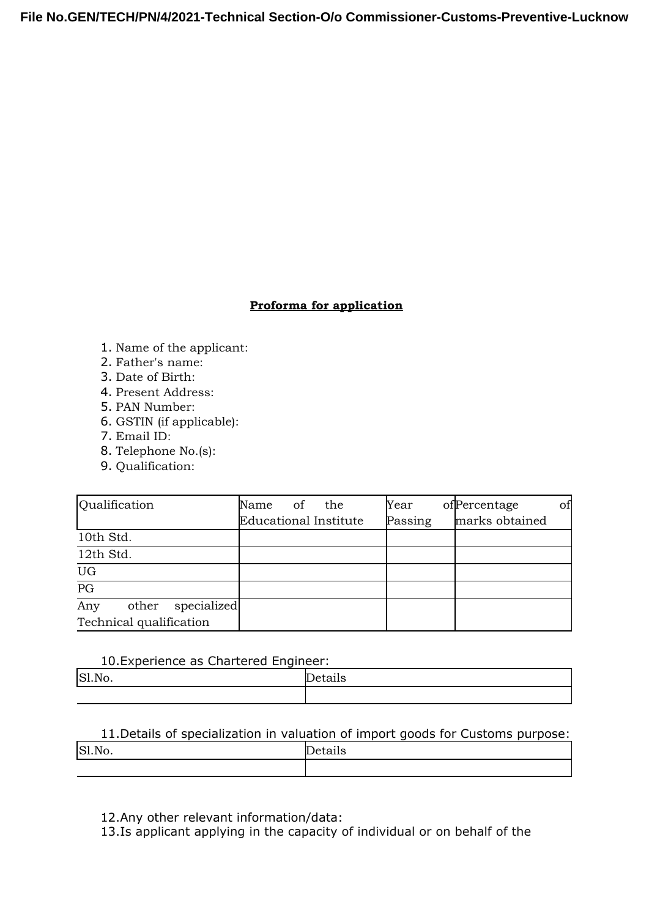**Proforma for application**

1. Name of the applicant:
2. Father's name:
3. Date of Birth:
4. Present Address:
5. PAN Number:
6. GSTIN (if applicable):
7. Email ID:
8. Telephone No.(s):
9. Qualification:

| Qualification | Name of the Educational Institute | Year of Passing | Percentage of marks obtained |
|---|---|---|---|
| 10th Std. | | | |
| 12th Std. | | | |
| UG | | | |
| PG | | | |
| Any other specialized Technical qualification | | | |

10. Experience as Chartered Engineer:

| Sl.No. | Details |
|---|---|
| | |

11. Details of specialization in valuation of import goods for Customs purpose:

| Sl.No. | Details |
|---|---|
| | |

12. Any other relevant information/data:
13. Is applicant applying in the capacity of individual or on behalf of the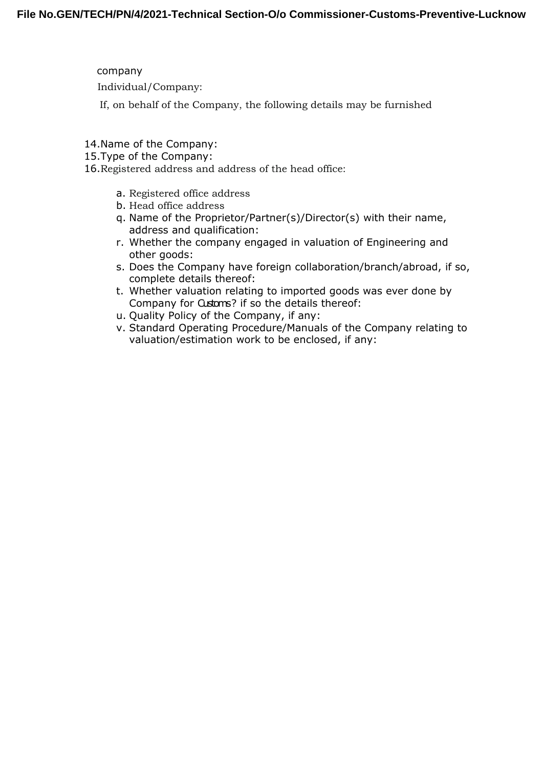company

Individual/Company:

If, on behalf of the Company, the following details may be furnished

14. Name of the Company:
15. Type of the Company:
16. Registered address and address of the head office:

   a. Registered office address
   b. Head office address
   q. Name of the Proprietor/Partner(s)/Director(s) with their name, address and qualification:
   r. Whether the company engaged in valuation of Engineering and other goods:
   s. Does the Company have foreign collaboration/branch/abroad, if so, complete details thereof:
   t. Whether valuation relating to imported goods was ever done by Company for Customs? if so the details thereof:
   u. Quality Policy of the Company, if any:
   v. Standard Operating Procedure/Manuals of the Company relating to valuation/estimation work to be enclosed, if any: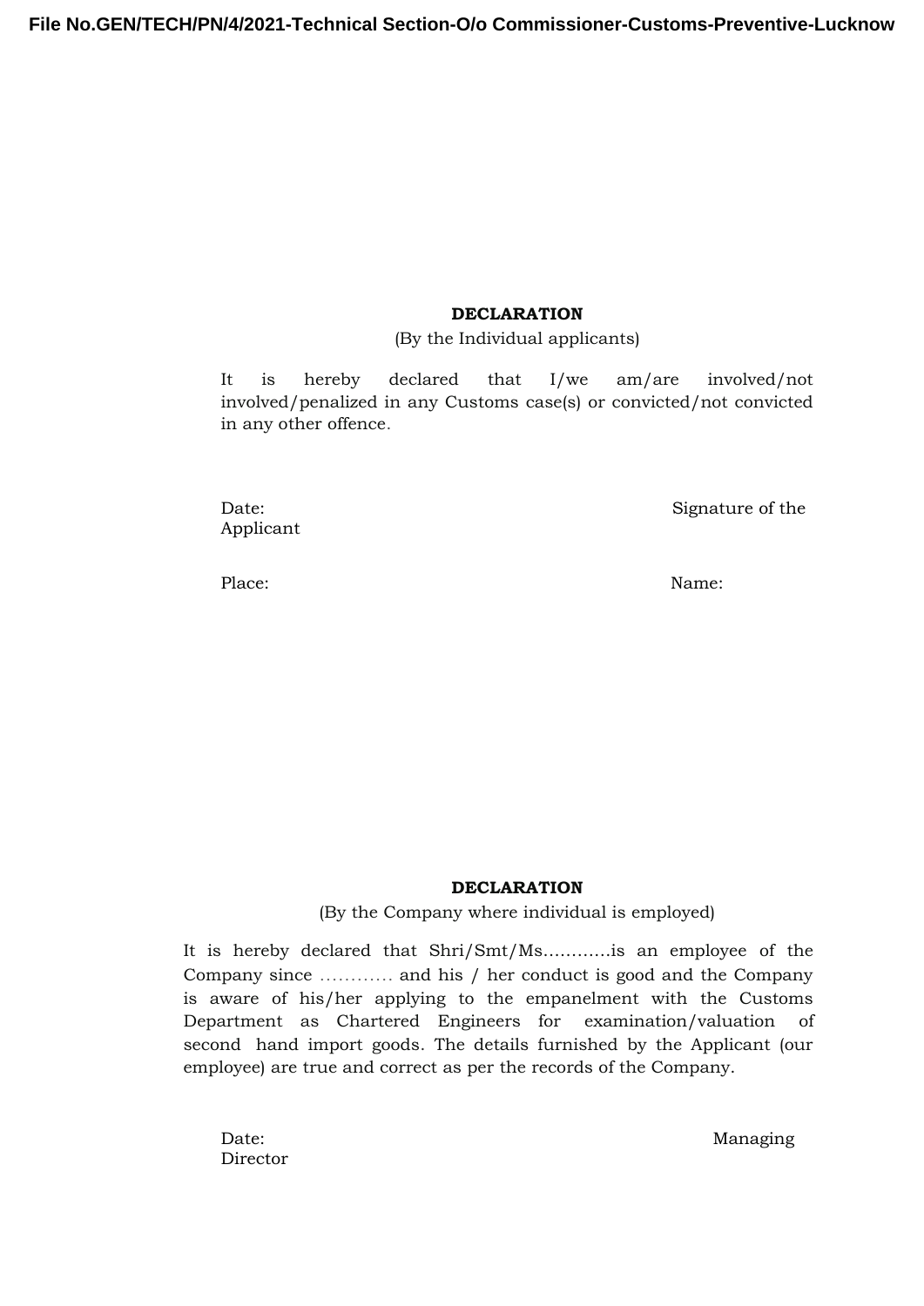**DECLARATION**

(By the Individual applicants)

It is hereby declared that I/we am/are involved/not involved/penalized in any Customs case(s) or convicted/not convicted in any other offence.

Date: Signature of the Applicant

Place: Name:

**DECLARATION**

(By the Company where individual is employed)

It is hereby declared that Shri/Smt/Ms…………is an employee of the Company since ………… and his / her conduct is good and the Company is aware of his/her applying to the empanelment with the Customs Department as Chartered Engineers for examination/valuation of second hand import goods. The details furnished by the Applicant (our employee) are true and correct as per the records of the Company.

Date: Managing Director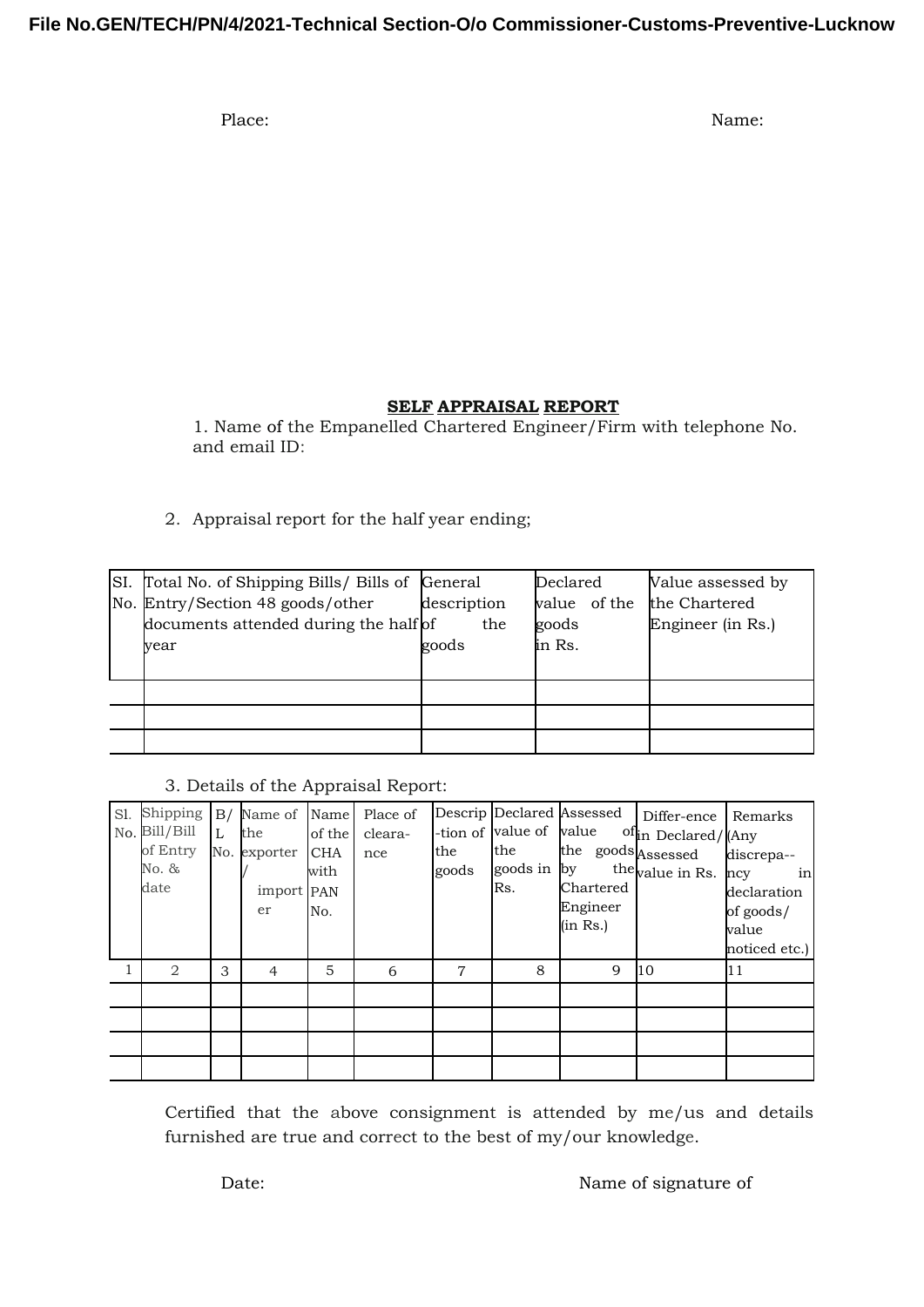Place: Name:

## SELF APPRAISAL REPORT

1. Name of the Empanelled Chartered Engineer/Firm with telephone No. and email ID:

2. Appraisal report for the half year ending;

| Sl. No. | Total No. of Shipping Bills/ Bills of Entry/Section 48 goods/other documents attended during the half year | General description of the goods | Declared value of the goods in Rs. | Value assessed by the Chartered Engineer (in Rs.) |
|---|---|---|---|---|
| | | | | |
| | | | | |
| | | | | |

3. Details of the Appraisal Report:

| Sl. No. | Shipping Bill/Bill of Entry No. & date | B/L No. | Name of the exporter / importer | Name of the CHA with PAN No. | Place of clearance | Description of the goods | Declared value of the goods in Rs. | Assessed value of the goods by the Chartered Engineer (in Rs.) | Difference in Declared/ Assessed value in Rs. | Remarks (Any discrepancy in declaration of goods/ value noticed etc.) |
|---|---|---|---|---|---|---|---|---|---|---|
| 1 | 2 | 3 | 4 | 5 | 6 | 7 | 8 | 9 | 10 | 11 |
| | | | | | | | | | | |
| | | | | | | | | | | |
| | | | | | | | | | | |
| | | | | | | | | | | |

Certified that the above consignment is attended by me/us and details furnished are true and correct to the best of my/our knowledge.

Date: Name of signature of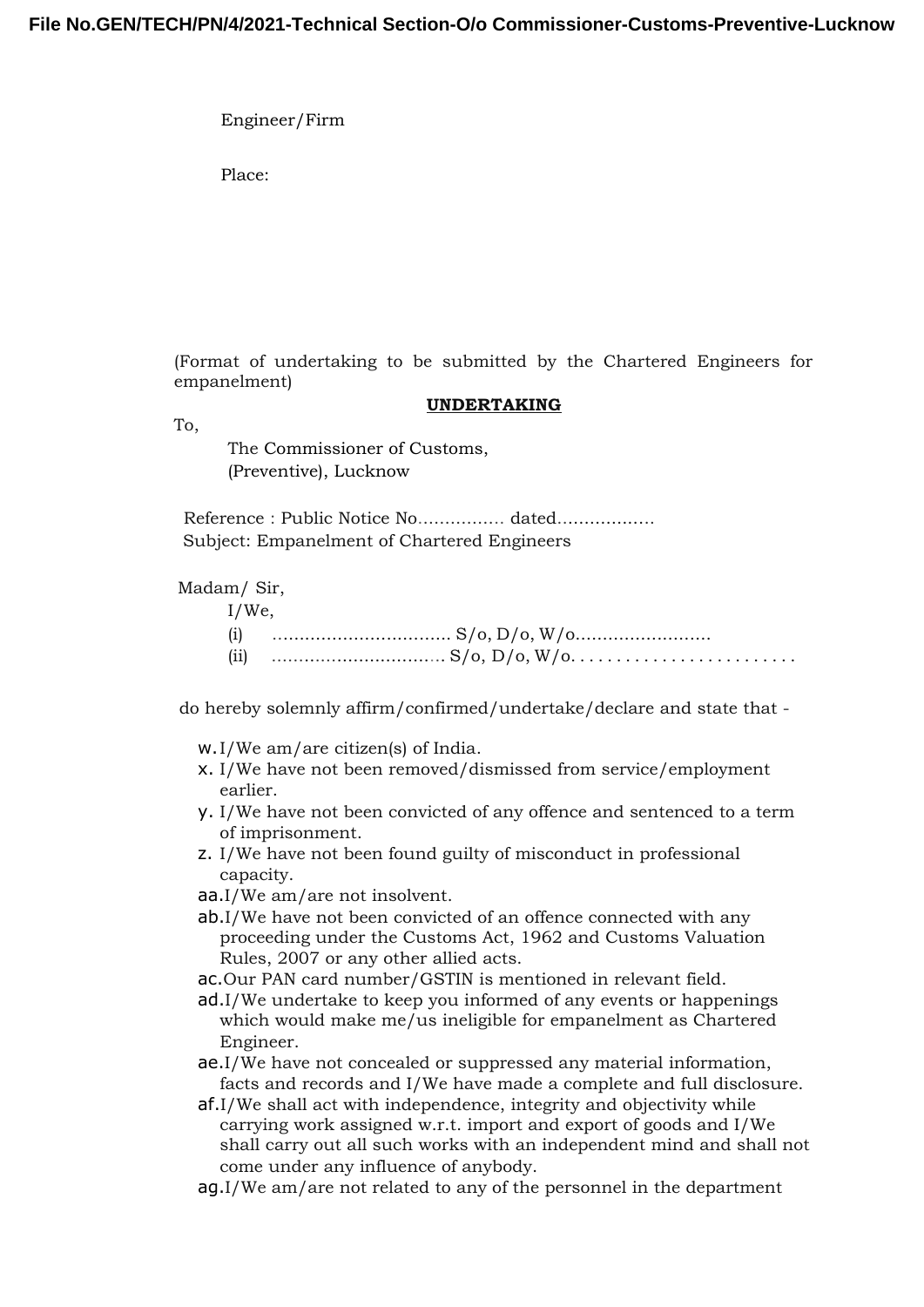Engineer/Firm

Place:

(Format of undertaking to be submitted by the Chartered Engineers for empanelment)

**UNDERTAKING**

To,

The Commissioner of Customs,
(Preventive), Lucknow

Reference : Public Notice No................ dated..................
Subject: Empanelment of Chartered Engineers

Madam/ Sir,

I/We,

(i) ................................ S/o, D/o, W/o.........................
(ii) ................................ S/o, D/o, W/o. . . . . . . . . . . . . . . . . . . . . . . . .

do hereby solemnly affirm/confirmed/undertake/declare and state that -

w. I/We am/are citizen(s) of India.
x. I/We have not been removed/dismissed from service/employment earlier.
y. I/We have not been convicted of any offence and sentenced to a term of imprisonment.
z. I/We have not been found guilty of misconduct in professional capacity.
aa. I/We am/are not insolvent.
ab. I/We have not been convicted of an offence connected with any proceeding under the Customs Act, 1962 and Customs Valuation Rules, 2007 or any other allied acts.
ac. Our PAN card number/GSTIN is mentioned in relevant field.
ad. I/We undertake to keep you informed of any events or happenings which would make me/us ineligible for empanelment as Chartered Engineer.
ae. I/We have not concealed or suppressed any material information, facts and records and I/We have made a complete and full disclosure.
af. I/We shall act with independence, integrity and objectivity while carrying work assigned w.r.t. import and export of goods and I/We shall carry out all such works with an independent mind and shall not come under any influence of anybody.
ag. I/We am/are not related to any of the personnel in the department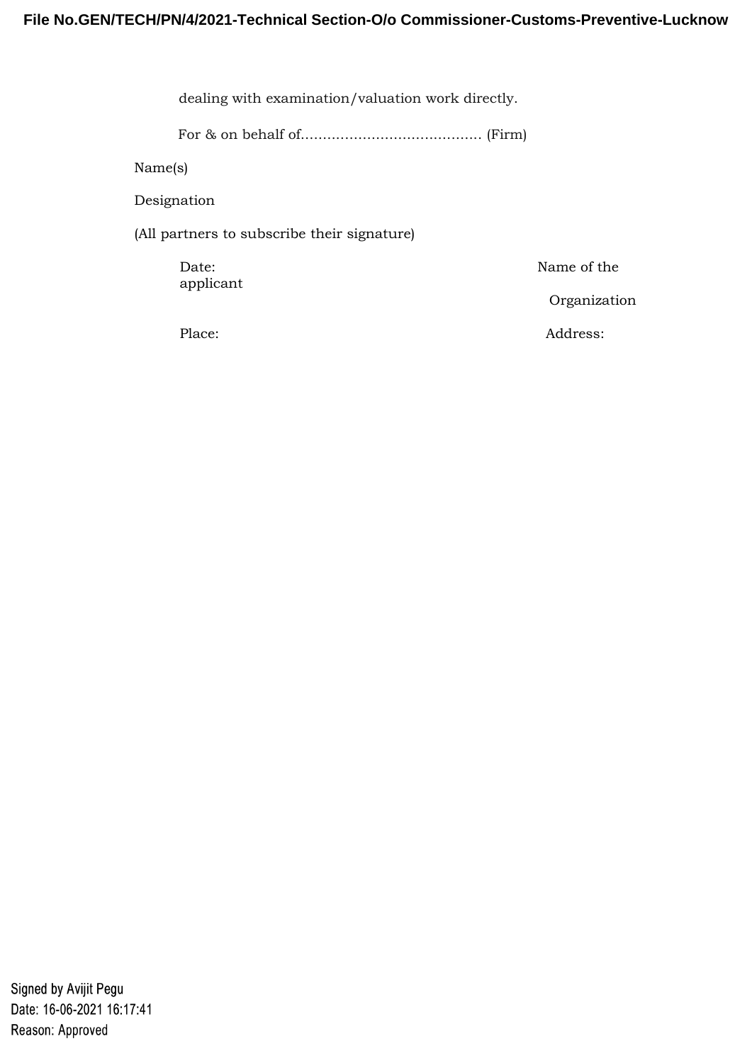dealing with examination/valuation work directly.

For & on behalf of......................................... (Firm)

Name(s)

Designation

(All partners to subscribe their signature)

Date: Name of the applicant

Organization

Place: Address:

Signed by Avijit Pegu
Date: 16-06-2021 16:17:41
Reason: Approved